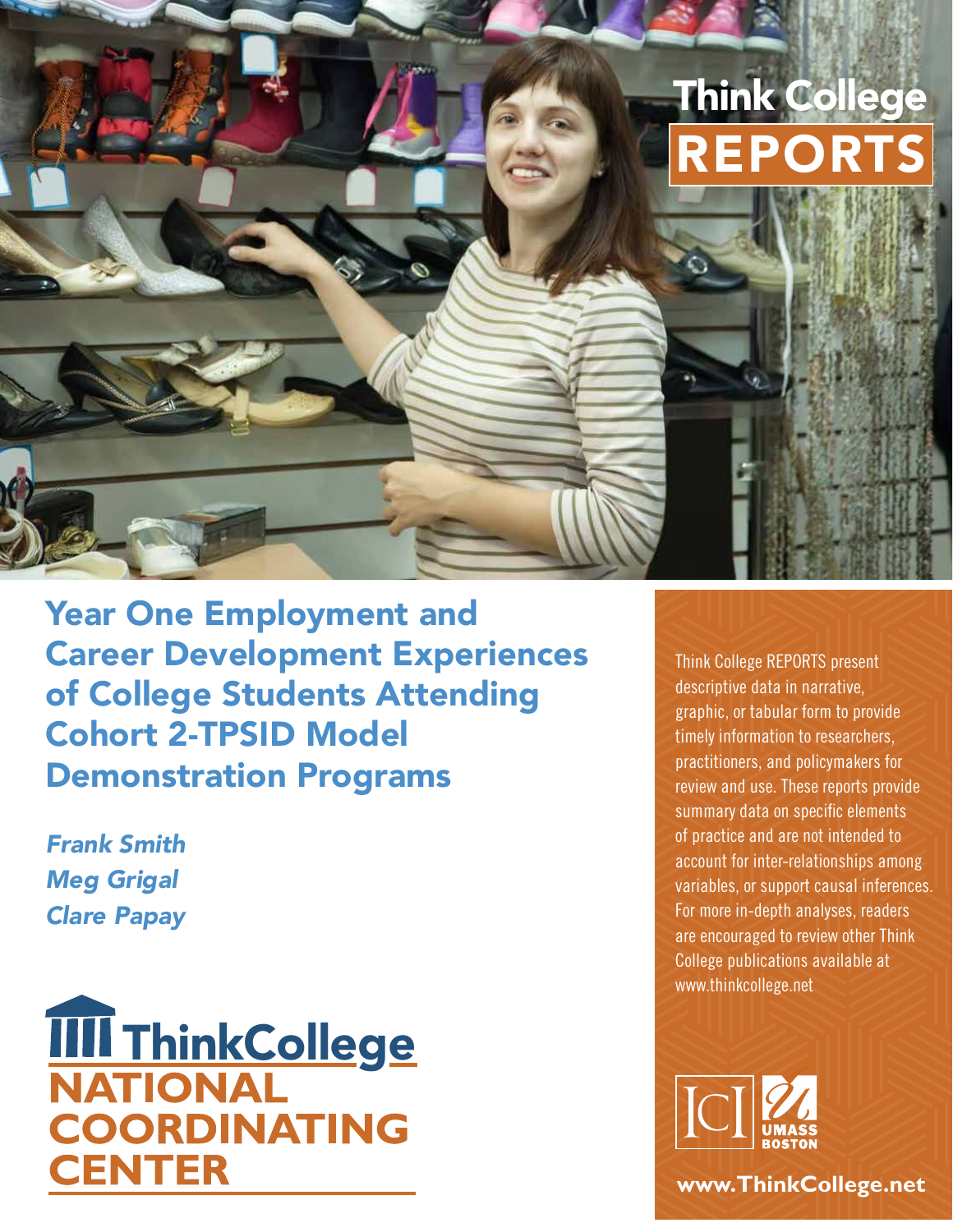Think College

# REPORTS

# Year One Employment and Career Development Experiences of College Students Attending Cohort 2-TPSID Model Demonstration Programs

*Frank Smith*
*Meg Grigal*
*Clare Papay*

ThinkCollege NATIONAL COORDINATING CENTER

Think College REPORTS present descriptive data in narrative, graphic, or tabular form to provide timely information to researchers, practitioners, and policymakers for review and use. These reports provide summary data on specific elements of practice and are not intended to account for inter-relationships among variables, or support causal inferences. For more in-depth analyses, readers are encouraged to review other Think College publications available at www.thinkcollege.net

ICI UMASS BOSTON

**www.ThinkCollege.net**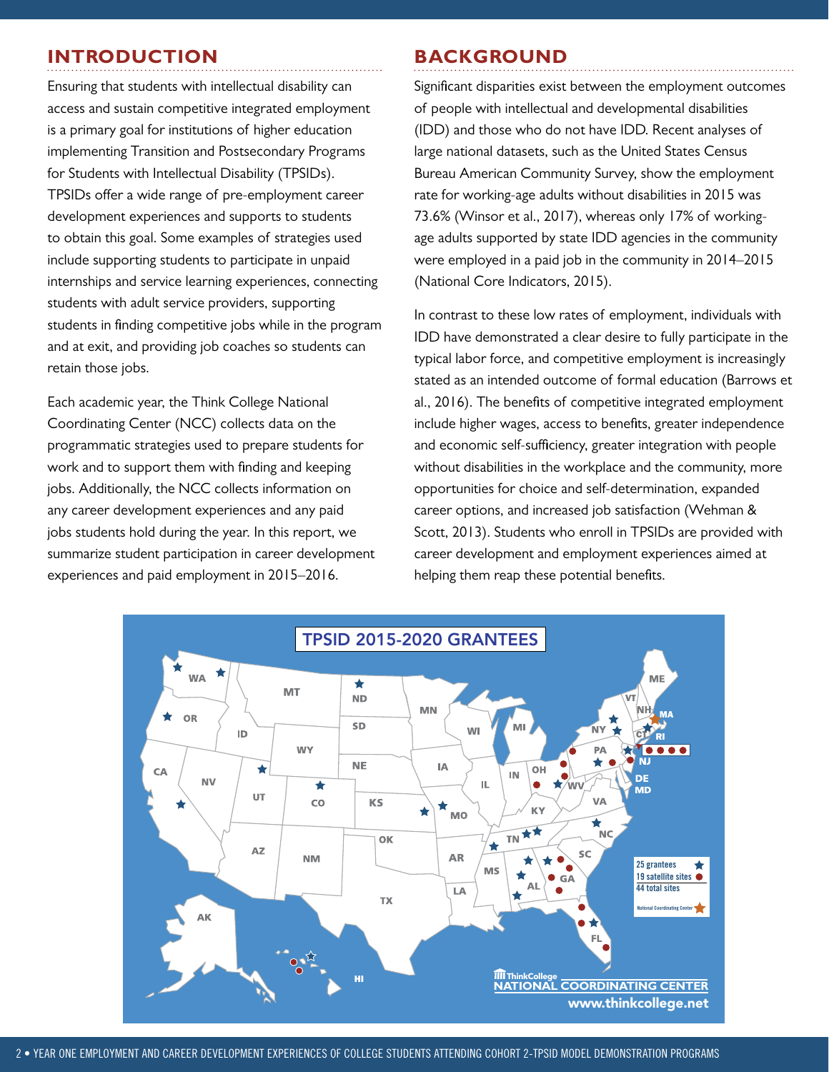## INTRODUCTION

Ensuring that students with intellectual disability can access and sustain competitive integrated employment is a primary goal for institutions of higher education implementing Transition and Postsecondary Programs for Students with Intellectual Disability (TPSIDs). TPSIDs offer a wide range of pre-employment career development experiences and supports to students to obtain this goal. Some examples of strategies used include supporting students to participate in unpaid internships and service learning experiences, connecting students with adult service providers, supporting students in finding competitive jobs while in the program and at exit, and providing job coaches so students can retain those jobs.

Each academic year, the Think College National Coordinating Center (NCC) collects data on the programmatic strategies used to prepare students for work and to support them with finding and keeping jobs. Additionally, the NCC collects information on any career development experiences and any paid jobs students hold during the year. In this report, we summarize student participation in career development experiences and paid employment in 2015–2016.

## BACKGROUND

Significant disparities exist between the employment outcomes of people with intellectual and developmental disabilities (IDD) and those who do not have IDD. Recent analyses of large national datasets, such as the United States Census Bureau American Community Survey, show the employment rate for working-age adults without disabilities in 2015 was 73.6% (Winsor et al., 2017), whereas only 17% of working-age adults supported by state IDD agencies in the community were employed in a paid job in the community in 2014–2015 (National Core Indicators, 2015).

In contrast to these low rates of employment, individuals with IDD have demonstrated a clear desire to fully participate in the typical labor force, and competitive employment is increasingly stated as an intended outcome of formal education (Barrows et al., 2016). The benefits of competitive integrated employment include higher wages, access to benefits, greater independence and economic self-sufficiency, greater integration with people without disabilities in the workplace and the community, more opportunities for choice and self-determination, expanded career options, and increased job satisfaction (Wehman & Scott, 2013). Students who enroll in TPSIDs are provided with career development and employment experiences aimed at helping them reap these potential benefits.

**TPSID 2015-2020 GRANTEES**

25 grantees
19 satellite sites
44 total sites
National Coordinating Center

ThinkCollege NATIONAL COORDINATING CENTER
www.thinkcollege.net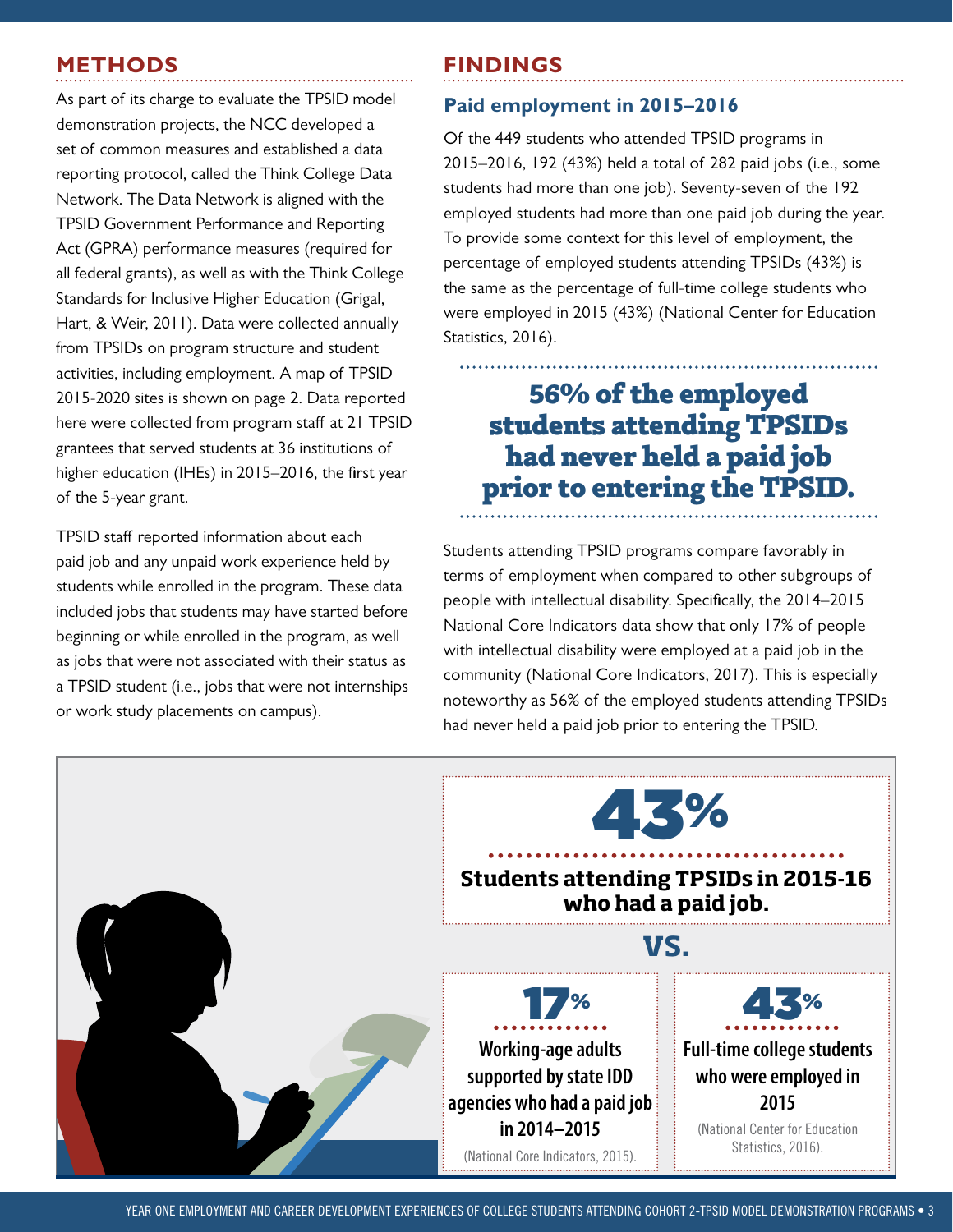## METHODS

As part of its charge to evaluate the TPSID model demonstration projects, the NCC developed a set of common measures and established a data reporting protocol, called the Think College Data Network. The Data Network is aligned with the TPSID Government Performance and Reporting Act (GPRA) performance measures (required for all federal grants), as well as with the Think College Standards for Inclusive Higher Education (Grigal, Hart, & Weir, 2011). Data were collected annually from TPSIDs on program structure and student activities, including employment. A map of TPSID 2015-2020 sites is shown on page 2. Data reported here were collected from program staff at 21 TPSID grantees that served students at 36 institutions of higher education (IHEs) in 2015–2016, the first year of the 5-year grant.

TPSID staff reported information about each paid job and any unpaid work experience held by students while enrolled in the program. These data included jobs that students may have started before beginning or while enrolled in the program, as well as jobs that were not associated with their status as a TPSID student (i.e., jobs that were not internships or work study placements on campus).

## FINDINGS

### Paid employment in 2015–2016

Of the 449 students who attended TPSID programs in 2015–2016, 192 (43%) held a total of 282 paid jobs (i.e., some students had more than one job). Seventy-seven of the 192 employed students had more than one paid job during the year. To provide some context for this level of employment, the percentage of employed students attending TPSIDs (43%) is the same as the percentage of full-time college students who were employed in 2015 (43%) (National Center for Education Statistics, 2016).

**56% of the employed students attending TPSIDs had never held a paid job prior to entering the TPSID.**

Students attending TPSID programs compare favorably in terms of employment when compared to other subgroups of people with intellectual disability. Specifically, the 2014–2015 National Core Indicators data show that only 17% of people with intellectual disability were employed at a paid job in the community (National Core Indicators, 2017). This is especially noteworthy as 56% of the employed students attending TPSIDs had never held a paid job prior to entering the TPSID.

**43%**

**Students attending TPSIDs in 2015-16 who had a paid job.**

**VS.**

**17%**

**Working-age adults supported by state IDD agencies who had a paid job in 2014–2015**

(National Core Indicators, 2015).

**43%**

**Full-time college students who were employed in 2015**

(National Center for Education Statistics, 2016).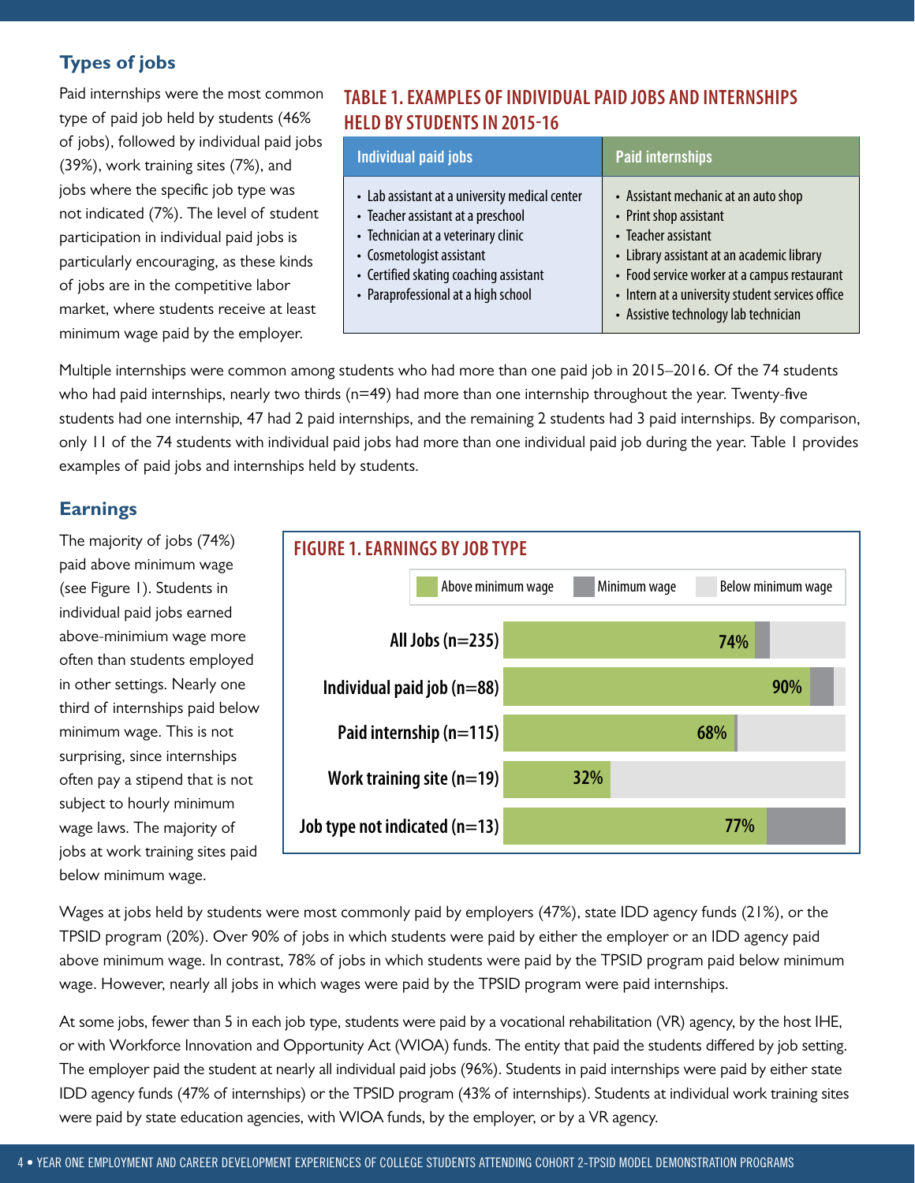## Types of jobs

Paid internships were the most common type of paid job held by students (46% of jobs), followed by individual paid jobs (39%), work training sites (7%), and jobs where the specific job type was not indicated (7%). The level of student participation in individual paid jobs is particularly encouraging, as these kinds of jobs are in the competitive labor market, where students receive at least minimum wage paid by the employer.

### TABLE 1. EXAMPLES OF INDIVIDUAL PAID JOBS AND INTERNSHIPS HELD BY STUDENTS IN 2015-16

| Individual paid jobs | Paid internships |
|---|---|
| • Lab assistant at a university medical center<br>• Teacher assistant at a preschool<br>• Technician at a veterinary clinic<br>• Cosmetologist assistant<br>• Certified skating coaching assistant<br>• Paraprofessional at a high school | • Assistant mechanic at an auto shop<br>• Print shop assistant<br>• Teacher assistant<br>• Library assistant at an academic library<br>• Food service worker at a campus restaurant<br>• Intern at a university student services office<br>• Assistive technology lab technician |

Multiple internships were common among students who had more than one paid job in 2015–2016. Of the 74 students who had paid internships, nearly two thirds (n=49) had more than one internship throughout the year. Twenty-five students had one internship, 47 had 2 paid internships, and the remaining 2 students had 3 paid internships. By comparison, only 11 of the 74 students with individual paid jobs had more than one individual paid job during the year. Table 1 provides examples of paid jobs and internships held by students.

## Earnings

The majority of jobs (74%) paid above minimum wage (see Figure 1). Students in individual paid jobs earned above-minimium wage more often than students employed in other settings. Nearly one third of internships paid below minimum wage. This is not surprising, since internships often pay a stipend that is not subject to hourly minimum wage laws. The majority of jobs at work training sites paid below minimum wage.

### FIGURE 1. EARNINGS BY JOB TYPE

| Job type | Above minimum wage |
|---|---|
| All Jobs (n=235) | 74% |
| Individual paid job (n=88) | 90% |
| Paid internship (n=115) | 68% |
| Work training site (n=19) | 32% |
| Job type not indicated (n=13) | 77% |

Legend: Above minimum wage; Minimum wage; Below minimum wage

Wages at jobs held by students were most commonly paid by employers (47%), state IDD agency funds (21%), or the TPSID program (20%). Over 90% of jobs in which students were paid by either the employer or an IDD agency paid above minimum wage. In contrast, 78% of jobs in which students were paid by the TPSID program paid below minimum wage. However, nearly all jobs in which wages were paid by the TPSID program were paid internships.

At some jobs, fewer than 5 in each job type, students were paid by a vocational rehabilitation (VR) agency, by the host IHE, or with Workforce Innovation and Opportunity Act (WIOA) funds. The entity that paid the students differed by job setting. The employer paid the student at nearly all individual paid jobs (96%). Students in paid internships were paid by either state IDD agency funds (47% of internships) or the TPSID program (43% of internships). Students at individual work training sites were paid by state education agencies, with WIOA funds, by the employer, or by a VR agency.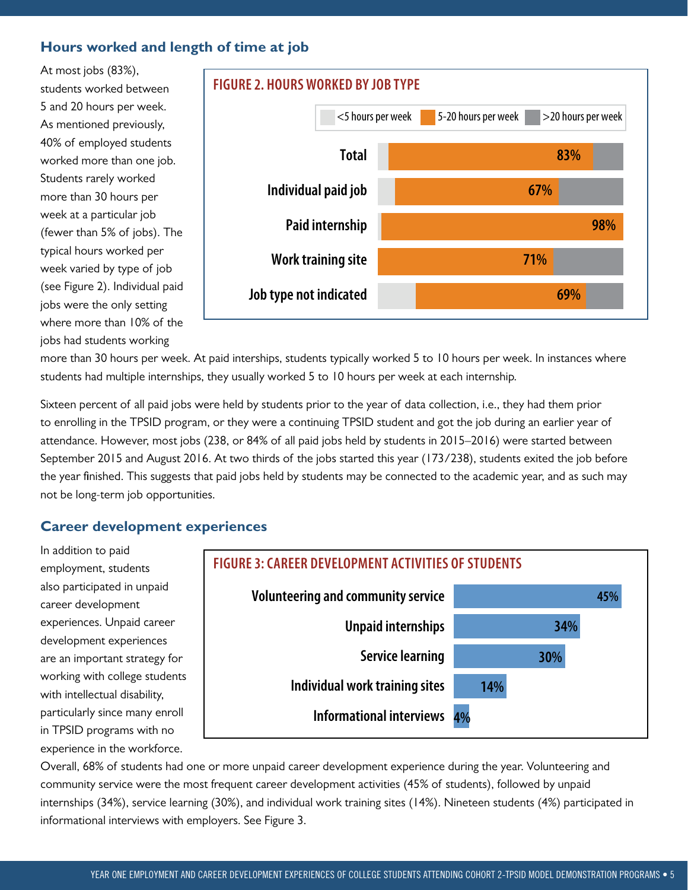## Hours worked and length of time at job

At most jobs (83%), students worked between 5 and 20 hours per week. As mentioned previously, 40% of employed students worked more than one job. Students rarely worked more than 30 hours per week at a particular job (fewer than 5% of jobs). The typical hours worked per week varied by type of job (see Figure 2). Individual paid jobs were the only setting where more than 10% of the jobs had students working more than 30 hours per week. At paid interships, students typically worked 5 to 10 hours per week. In instances where students had multiple internships, they usually worked 5 to 10 hours per week at each internship.

**FIGURE 2. HOURS WORKED BY JOB TYPE**

<5 hours per week | 5-20 hours per week | >20 hours per week

| Job type | 5-20 hours per week |
|---|---|
| Total | 83% |
| Individual paid job | 67% |
| Paid internship | 98% |
| Work training site | 71% |
| Job type not indicated | 69% |

Sixteen percent of all paid jobs were held by students prior to the year of data collection, i.e., they had them prior to enrolling in the TPSID program, or they were a continuing TPSID student and got the job during an earlier year of attendance. However, most jobs (238, or 84% of all paid jobs held by students in 2015–2016) were started between September 2015 and August 2016. At two thirds of the jobs started this year (173/238), students exited the job before the year finished. This suggests that paid jobs held by students may be connected to the academic year, and as such may not be long-term job opportunities.

## Career development experiences

In addition to paid employment, students also participated in unpaid career development experiences. Unpaid career development experiences are an important strategy for working with college students with intellectual disability, particularly since many enroll in TPSID programs with no experience in the workforce.

**FIGURE 3: CAREER DEVELOPMENT ACTIVITIES OF STUDENTS**

| Activity | Percent |
|---|---|
| Volunteering and community service | 45% |
| Unpaid internships | 34% |
| Service learning | 30% |
| Individual work training sites | 14% |
| Informational interviews | 4% |

Overall, 68% of students had one or more unpaid career development experience during the year. Volunteering and community service were the most frequent career development activities (45% of students), followed by unpaid internships (34%), service learning (30%), and individual work training sites (14%). Nineteen students (4%) participated in informational interviews with employers. See Figure 3.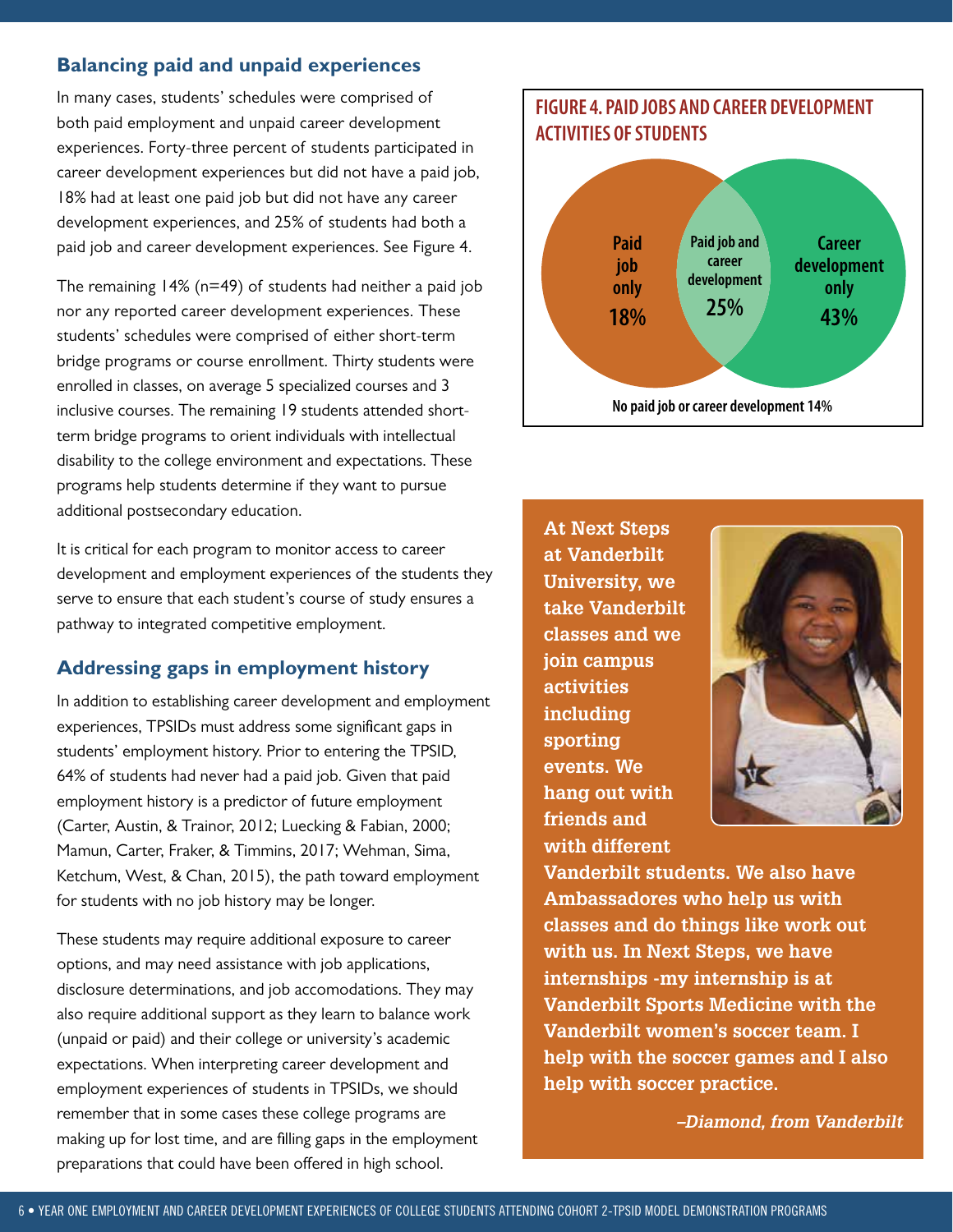## Balancing paid and unpaid experiences

In many cases, students' schedules were comprised of both paid employment and unpaid career development experiences. Forty-three percent of students participated in career development experiences but did not have a paid job, 18% had at least one paid job but did not have any career development experiences, and 25% of students had both a paid job and career development experiences. See Figure 4.

The remaining 14% (n=49) of students had neither a paid job nor any reported career development experiences. These students' schedules were comprised of either short-term bridge programs or course enrollment. Thirty students were enrolled in classes, on average 5 specialized courses and 3 inclusive courses. The remaining 19 students attended short-term bridge programs to orient individuals with intellectual disability to the college environment and expectations. These programs help students determine if they want to pursue additional postsecondary education.

It is critical for each program to monitor access to career development and employment experiences of the students they serve to ensure that each student's course of study ensures a pathway to integrated competitive employment.

**FIGURE 4. PAID JOBS AND CAREER DEVELOPMENT ACTIVITIES OF STUDENTS**

| Category | Percent |
| --- | --- |
| Paid job only | 18% |
| Paid job and career development | 25% |
| Career development only | 43% |
| No paid job or career development | 14% |

## Addressing gaps in employment history

In addition to establishing career development and employment experiences, TPSIDs must address some significant gaps in students' employment history. Prior to entering the TPSID, 64% of students had never had a paid job. Given that paid employment history is a predictor of future employment (Carter, Austin, & Trainor, 2012; Luecking & Fabian, 2000; Mamun, Carter, Fraker, & Timmins, 2017; Wehman, Sima, Ketchum, West, & Chan, 2015), the path toward employment for students with no job history may be longer.

These students may require additional exposure to career options, and may need assistance with job applications, disclosure determinations, and job accomodations. They may also require additional support as they learn to balance work (unpaid or paid) and their college or university's academic expectations. When interpreting career development and employment experiences of students in TPSIDs, we should remember that in some cases these college programs are making up for lost time, and are filling gaps in the employment preparations that could have been offered in high school.

**At Next Steps at Vanderbilt University, we take Vanderbilt classes and we join campus activities including sporting events. We hang out with friends and with different Vanderbilt students. We also have Ambassadores who help us with classes and do things like work out with us. In Next Steps, we have internships -my internship is at Vanderbilt Sports Medicine with the Vanderbilt women's soccer team. I help with the soccer games and I also help with soccer practice.**

*–Diamond, from Vanderbilt*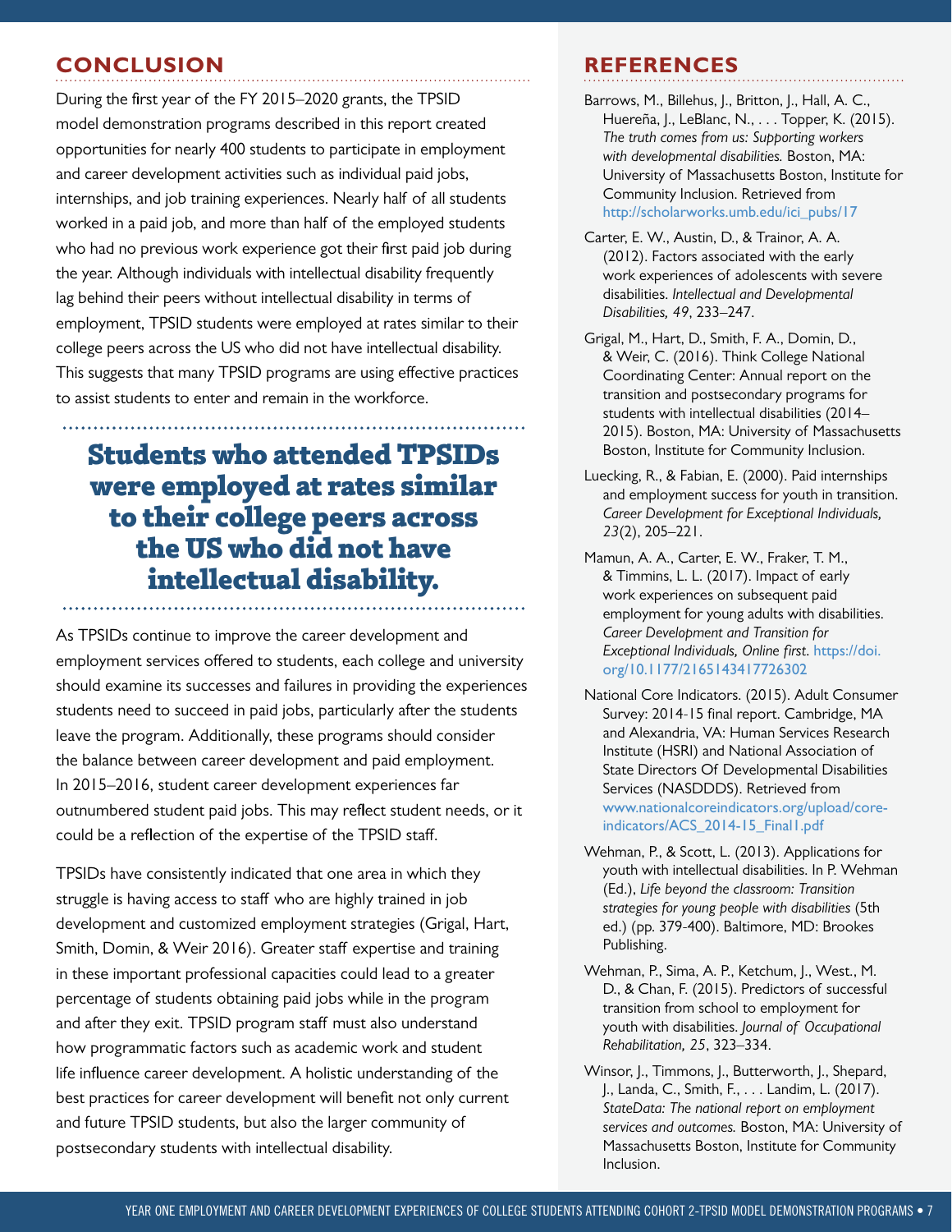## CONCLUSION

During the first year of the FY 2015–2020 grants, the TPSID model demonstration programs described in this report created opportunities for nearly 400 students to participate in employment and career development activities such as individual paid jobs, internships, and job training experiences. Nearly half of all students worked in a paid job, and more than half of the employed students who had no previous work experience got their first paid job during the year. Although individuals with intellectual disability frequently lag behind their peers without intellectual disability in terms of employment, TPSID students were employed at rates similar to their college peers across the US who did not have intellectual disability. This suggests that many TPSID programs are using effective practices to assist students to enter and remain in the workforce.

**Students who attended TPSIDs were employed at rates similar to their college peers across the US who did not have intellectual disability.**

As TPSIDs continue to improve the career development and employment services offered to students, each college and university should examine its successes and failures in providing the experiences students need to succeed in paid jobs, particularly after the students leave the program. Additionally, these programs should consider the balance between career development and paid employment. In 2015–2016, student career development experiences far outnumbered student paid jobs. This may reflect student needs, or it could be a reflection of the expertise of the TPSID staff.

TPSIDs have consistently indicated that one area in which they struggle is having access to staff who are highly trained in job development and customized employment strategies (Grigal, Hart, Smith, Domin, & Weir 2016). Greater staff expertise and training in these important professional capacities could lead to a greater percentage of students obtaining paid jobs while in the program and after they exit. TPSID program staff must also understand how programmatic factors such as academic work and student life influence career development. A holistic understanding of the best practices for career development will benefit not only current and future TPSID students, but also the larger community of postsecondary students with intellectual disability.

## REFERENCES

Barrows, M., Billehus, J., Britton, J., Hall, A. C., Huereña, J., LeBlanc, N., . . . Topper, K. (2015). *The truth comes from us: Supporting workers with developmental disabilities.* Boston, MA: University of Massachusetts Boston, Institute for Community Inclusion. Retrieved from http://scholarworks.umb.edu/ici_pubs/17

Carter, E. W., Austin, D., & Trainor, A. A. (2012). Factors associated with the early work experiences of adolescents with severe disabilities. *Intellectual and Developmental Disabilities, 49*, 233–247.

Grigal, M., Hart, D., Smith, F. A., Domin, D., & Weir, C. (2016). Think College National Coordinating Center: Annual report on the transition and postsecondary programs for students with intellectual disabilities (2014–2015). Boston, MA: University of Massachusetts Boston, Institute for Community Inclusion.

Luecking, R., & Fabian, E. (2000). Paid internships and employment success for youth in transition. *Career Development for Exceptional Individuals, 23*(2), 205–221.

Mamun, A. A., Carter, E. W., Fraker, T. M., & Timmins, L. L. (2017). Impact of early work experiences on subsequent paid employment for young adults with disabilities. *Career Development and Transition for Exceptional Individuals, Online first*. https://doi.org/10.1177/2165143417726302

National Core Indicators. (2015). Adult Consumer Survey: 2014-15 final report. Cambridge, MA and Alexandria, VA: Human Services Research Institute (HSRI) and National Association of State Directors Of Developmental Disabilities Services (NASDDDS). Retrieved from www.nationalcoreindicators.org/upload/core-indicators/ACS_2014-15_Final1.pdf

Wehman, P., & Scott, L. (2013). Applications for youth with intellectual disabilities. In P. Wehman (Ed.), *Life beyond the classroom: Transition strategies for young people with disabilities* (5th ed.) (pp. 379-400). Baltimore, MD: Brookes Publishing.

Wehman, P., Sima, A. P., Ketchum, J., West., M. D., & Chan, F. (2015). Predictors of successful transition from school to employment for youth with disabilities. *Journal of Occupational Rehabilitation, 25*, 323–334.

Winsor, J., Timmons, J., Butterworth, J., Shepard, J., Landa, C., Smith, F., . . . Landim, L. (2017). *StateData: The national report on employment services and outcomes.* Boston, MA: University of Massachusetts Boston, Institute for Community Inclusion.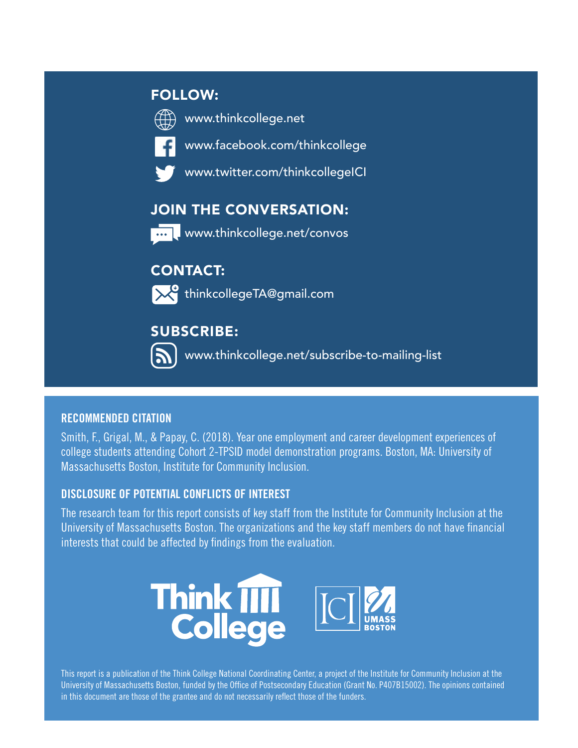## FOLLOW:

www.thinkcollege.net

www.facebook.com/thinkcollege

www.twitter.com/thinkcollegeICI

## JOIN THE CONVERSATION:

www.thinkcollege.net/convos

## CONTACT:

thinkcollegeTA@gmail.com

## SUBSCRIBE:

www.thinkcollege.net/subscribe-to-mailing-list

### RECOMMENDED CITATION

Smith, F., Grigal, M., & Papay, C. (2018). Year one employment and career development experiences of college students attending Cohort 2-TPSID model demonstration programs. Boston, MA: University of Massachusetts Boston, Institute for Community Inclusion.

### DISCLOSURE OF POTENTIAL CONFLICTS OF INTEREST

The research team for this report consists of key staff from the Institute for Community Inclusion at the University of Massachusetts Boston. The organizations and the key staff members do not have financial interests that could be affected by findings from the evaluation.

Think College

ICI UMASS BOSTON

This report is a publication of the Think College National Coordinating Center, a project of the Institute for Community Inclusion at the University of Massachusetts Boston, funded by the Office of Postsecondary Education (Grant No. P407B15002). The opinions contained in this document are those of the grantee and do not necessarily reflect those of the funders.